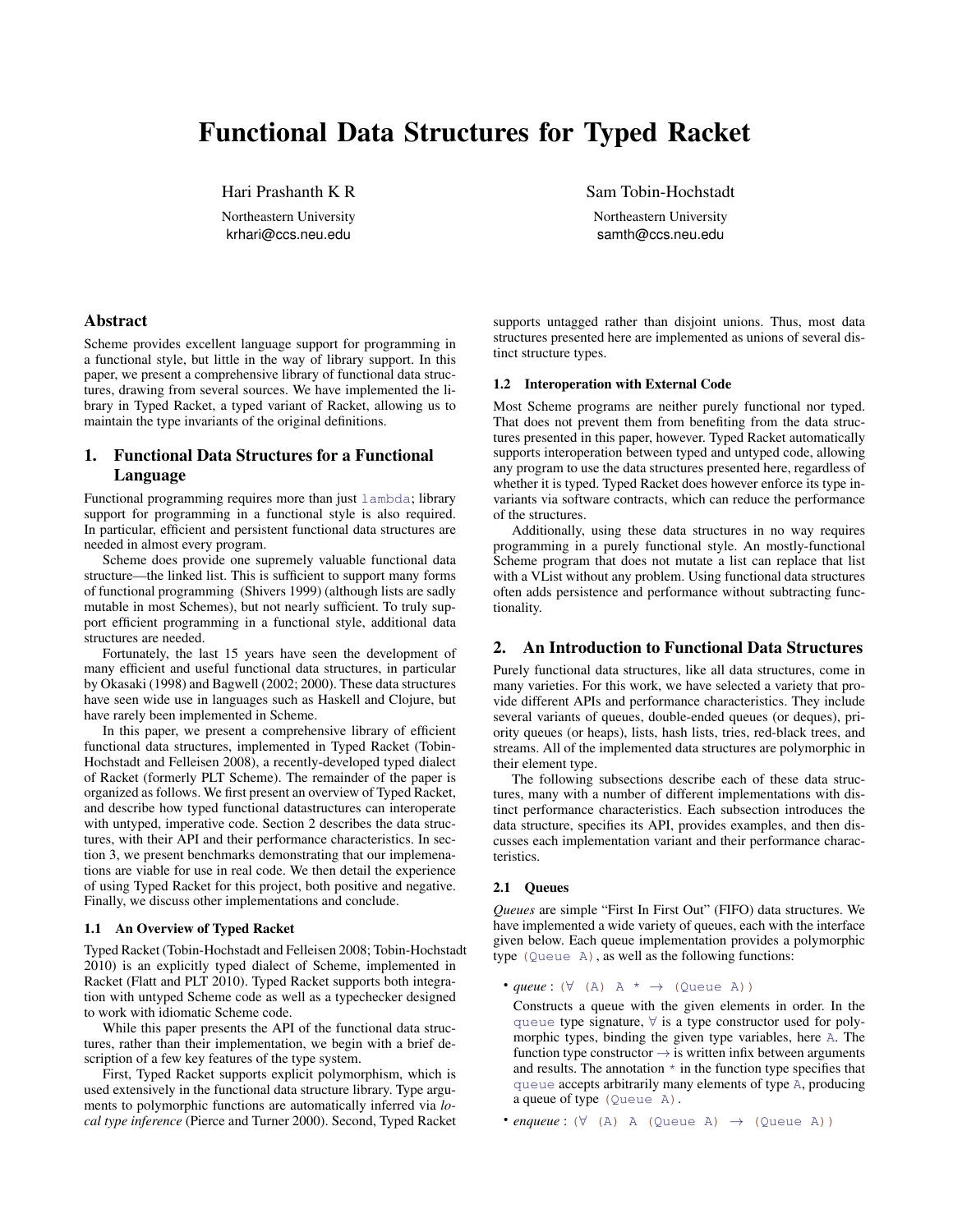# Functional Data Structures for Typed Racket

Hari Prashanth K R
Northeastern University
krhari@ccs.neu.edu

Sam Tobin-Hochstadt
Northeastern University
samth@ccs.neu.edu

## Abstract

Scheme provides excellent language support for programming in a functional style, but little in the way of library support. In this paper, we present a comprehensive library of functional data structures, drawing from several sources. We have implemented the library in Typed Racket, a typed variant of Racket, allowing us to maintain the type invariants of the original definitions.

## 1. Functional Data Structures for a Functional Language

Functional programming requires more than just `lambda`; library support for programming in a functional style is also required. In particular, efficient and persistent functional data structures are needed in almost every program.

Scheme does provide one supremely valuable functional data structure—the linked list. This is sufficient to support many forms of functional programming (Shivers 1999) (although lists are sadly mutable in most Schemes), but not nearly sufficient. To truly support efficient programming in a functional style, additional data structures are needed.

Fortunately, the last 15 years have seen the development of many efficient and useful functional data structures, in particular by Okasaki (1998) and Bagwell (2002; 2000). These data structures have seen wide use in languages such as Haskell and Clojure, but have rarely been implemented in Scheme.

In this paper, we present a comprehensive library of efficient functional data structures, implemented in Typed Racket (Tobin-Hochstadt and Felleisen 2008), a recently-developed typed dialect of Racket (formerly PLT Scheme). The remainder of the paper is organized as follows. We first present an overview of Typed Racket, and describe how typed functional datastructures can interoperate with untyped, imperative code. Section 2 describes the data structures, with their API and their performance characteristics. In section 3, we present benchmarks demonstrating that our implemenations are viable for use in real code. We then detail the experience of using Typed Racket for this project, both positive and negative. Finally, we discuss other implementations and conclude.

### 1.1 An Overview of Typed Racket

Typed Racket (Tobin-Hochstadt and Felleisen 2008; Tobin-Hochstadt 2010) is an explicitly typed dialect of Scheme, implemented in Racket (Flatt and PLT 2010). Typed Racket supports both integration with untyped Scheme code as well as a typechecker designed to work with idiomatic Scheme code.

While this paper presents the API of the functional data structures, rather than their implementation, we begin with a brief description of a few key features of the type system.

First, Typed Racket supports explicit polymorphism, which is used extensively in the functional data structure library. Type arguments to polymorphic functions are automatically inferred via *local type inference* (Pierce and Turner 2000). Second, Typed Racket supports untagged rather than disjoint unions. Thus, most data structures presented here are implemented as unions of several distinct structure types.

### 1.2 Interoperation with External Code

Most Scheme programs are neither purely functional nor typed. That does not prevent them from benefiting from the data structures presented in this paper, however. Typed Racket automatically supports interoperation between typed and untyped code, allowing any program to use the data structures presented here, regardless of whether it is typed. Typed Racket does however enforce its type invariants via software contracts, which can reduce the performance of the structures.

Additionally, using these data structures in no way requires programming in a purely functional style. An mostly-functional Scheme program that does not mutate a list can replace that list with a VList without any problem. Using functional data structures often adds persistence and performance without subtracting functionality.

## 2. An Introduction to Functional Data Structures

Purely functional data structures, like all data structures, come in many varieties. For this work, we have selected a variety that provide different APIs and performance characteristics. They include several variants of queues, double-ended queues (or deques), priority queues (or heaps), lists, hash lists, tries, red-black trees, and streams. All of the implemented data structures are polymorphic in their element type.

The following subsections describe each of these data structures, many with a number of different implementations with distinct performance characteristics. Each subsection introduces the data structure, specifies its API, provides examples, and then discusses each implementation variant and their performance characteristics.

### 2.1 Queues

*Queues* are simple "First In First Out" (FIFO) data structures. We have implemented a wide variety of queues, each with the interface given below. Each queue implementation provides a polymorphic type `(Queue A)`, as well as the following functions:

- ***queue*** : `(∀ (A) A * → (Queue A))`

  Constructs a queue with the given elements in order. In the `queue` type signature, ∀ is a type constructor used for polymorphic types, binding the given type variables, here `A`. The function type constructor → is written infix between arguments and results. The annotation `*` in the function type specifies that `queue` accepts arbitrarily many elements of type `A`, producing a queue of type `(Queue A)`.

- ***enqueue*** : `(∀ (A) A (Queue A) → (Queue A))`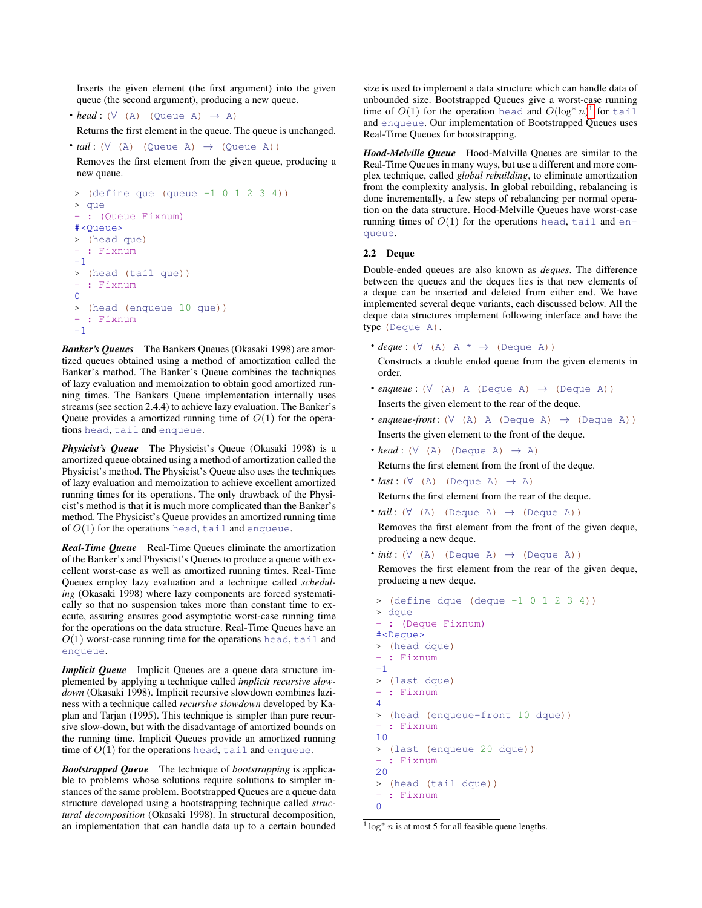Inserts the given element (the first argument) into the given queue (the second argument), producing a new queue.

- *head* : `(∀ (A) (Queue A) → A)`

  Returns the first element in the queue. The queue is unchanged.

- *tail* : `(∀ (A) (Queue A) → (Queue A))`

  Removes the first element from the given queue, producing a new queue.

```
> (define que (queue -1 0 1 2 3 4))
> que
- : (Queue Fixnum)
#<Queue>
> (head que)
- : Fixnum
-1
> (head (tail que))
- : Fixnum
0
> (head (enqueue 10 que))
- : Fixnum
-1
```

***Banker's Queues*** The Bankers Queues (Okasaki 1998) are amortized queues obtained using a method of amortization called the Banker's method. The Banker's Queue combines the techniques of lazy evaluation and memoization to obtain good amortized running times. The Bankers Queue implementation internally uses streams (see section 2.4.4) to achieve lazy evaluation. The Banker's Queue provides a amortized running time of $O(1)$ for the operations `head`, `tail` and `enqueue`.

***Physicist's Queue*** The Physicist's Queue (Okasaki 1998) is a amortized queue obtained using a method of amortization called the Physicist's method. The Physicist's Queue also uses the techniques of lazy evaluation and memoization to achieve excellent amortized running times for its operations. The only drawback of the Physicist's method is that it is much more complicated than the Banker's method. The Physicist's Queue provides an amortized running time of $O(1)$ for the operations `head`, `tail` and `enqueue`.

***Real-Time Queue*** Real-Time Queues eliminate the amortization of the Banker's and Physicist's Queues to produce a queue with excellent worst-case as well as amortized running times. Real-Time Queues employ lazy evaluation and a technique called *scheduling* (Okasaki 1998) where lazy components are forced systematically so that no suspension takes more than constant time to execute, assuring ensures good asymptotic worst-case running time for the operations on the data structure. Real-Time Queues have an $O(1)$ worst-case running time for the operations `head`, `tail` and `enqueue`.

***Implicit Queue*** Implicit Queues are a queue data structure implemented by applying a technique called *implicit recursive slowdown* (Okasaki 1998). Implicit recursive slowdown combines laziness with a technique called *recursive slowdown* developed by Kaplan and Tarjan (1995). This technique is simpler than pure recursive slow-down, but with the disadvantage of amortized bounds on the running time. Implicit Queues provide an amortized running time of $O(1)$ for the operations `head`, `tail` and `enqueue`.

***Bootstrapped Queue*** The technique of *bootstrapping* is applicable to problems whose solutions require solutions to simpler instances of the same problem. Bootstrapped Queues are a queue data structure developed using a bootstrapping technique called *structural decomposition* (Okasaki 1998). In structural decomposition, an implementation that can handle data up to a certain bounded size is used to implement a data structure which can handle data of unbounded size. Bootstrapped Queues give a worst-case running time of $O(1)$ for the operation `head` and $O(\log^* n)$[1] for `tail` and `enqueue`. Our implementation of Bootstrapped Queues uses Real-Time Queues for bootstrapping.

***Hood-Melville Queue*** Hood-Melville Queues are similar to the Real-Time Queues in many ways, but use a different and more complex technique, called *global rebuilding*, to eliminate amortization from the complexity analysis. In global rebuilding, rebalancing is done incrementally, a few steps of rebalancing per normal operation on the data structure. Hood-Melville Queues have worst-case running times of $O(1)$ for the operations `head`, `tail` and `enqueue`.

### 2.2 Deque

Double-ended queues are also known as *deques*. The difference between the queues and the deques lies is that new elements of a deque can be inserted and deleted from either end. We have implemented several deque variants, each discussed below. All the deque data structures implement following interface and have the type `(Deque A)`.

- *deque* : `(∀ (A) A * → (Deque A))`

  Constructs a double ended queue from the given elements in order.

- *enqueue* : `(∀ (A) A (Deque A) → (Deque A))`

  Inserts the given element to the rear of the deque.

- *enqueue-front* : `(∀ (A) A (Deque A) → (Deque A))`

  Inserts the given element to the front of the deque.

- *head* : `(∀ (A) (Deque A) → A)`

  Returns the first element from the front of the deque.

- *last* : `(∀ (A) (Deque A) → A)`

  Returns the first element from the rear of the deque.

- *tail* : `(∀ (A) (Deque A) → (Deque A))`

  Removes the first element from the front of the given deque, producing a new deque.

- *init* : `(∀ (A) (Deque A) → (Deque A))`

  Removes the first element from the rear of the given deque, producing a new deque.

```
> (define dque (deque -1 0 1 2 3 4))
> dque
- : (Deque Fixnum)
#<Deque>
> (head dque)
- : Fixnum
-1
> (last dque)
- : Fixnum
4
> (head (enqueue-front 10 dque))
- : Fixnum
10
> (last (enqueue 20 dque))
- : Fixnum
20
> (head (tail dque))
- : Fixnum
0
```

[1] $\log^* n$ is at most 5 for all feasible queue lengths.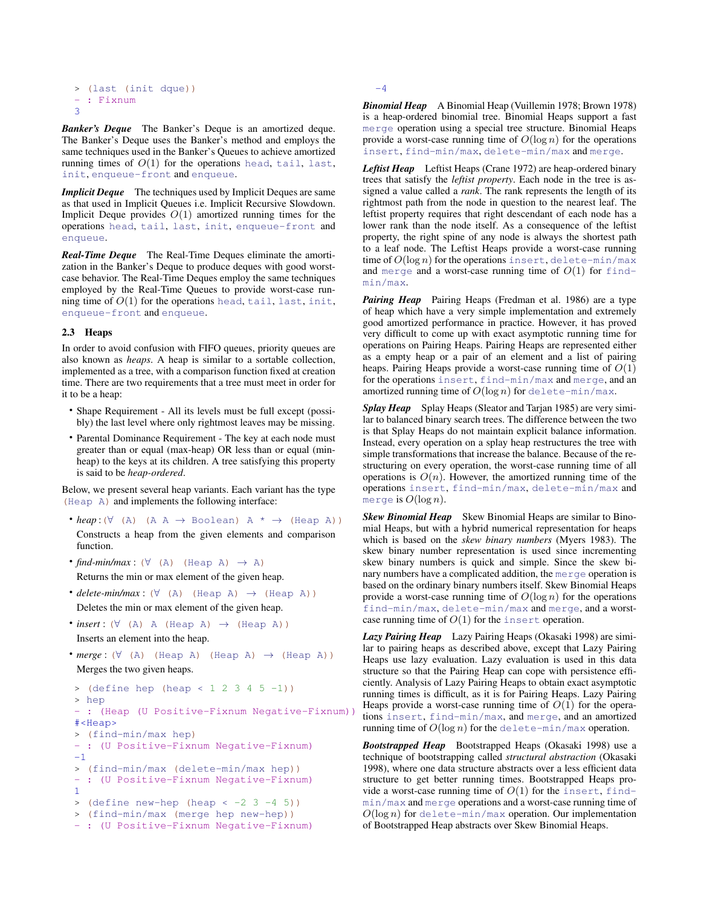```
> (last (init dque))
- : Fixnum
3
```

***Banker's Deque*** The Banker's Deque is an amortized deque. The Banker's Deque uses the Banker's method and employs the same techniques used in the Banker's Queues to achieve amortized running times of $O(1)$ for the operations `head`, `tail`, `last`, `init`, `enqueue-front` and `enqueue`.

***Implicit Deque*** The techniques used by Implicit Deques are same as that used in Implicit Queues i.e. Implicit Recursive Slowdown. Implicit Deque provides $O(1)$ amortized running times for the operations `head`, `tail`, `last`, `init`, `enqueue-front` and `enqueue`.

***Real-Time Deque*** The Real-Time Deques eliminate the amortization in the Banker's Deque to produce deques with good worst-case behavior. The Real-Time Deques employ the same techniques employed by the Real-Time Queues to provide worst-case running time of $O(1)$ for the operations `head`, `tail`, `last`, `init`, `enqueue-front` and `enqueue`.

### 2.3 Heaps

In order to avoid confusion with FIFO queues, priority queues are also known as *heaps*. A heap is similar to a sortable collection, implemented as a tree, with a comparison function fixed at creation time. There are two requirements that a tree must meet in order for it to be a heap:

- Shape Requirement - All its levels must be full except (possibly) the last level where only rightmost leaves may be missing.
- Parental Dominance Requirement - The key at each node must greater than or equal (max-heap) OR less than or equal (min-heap) to the keys at its children. A tree satisfying this property is said to be *heap-ordered*.

Below, we present several heap variants. Each variant has the type `(Heap A)` and implements the following interface:

- *heap* : `(∀ (A) (A A → Boolean) A * → (Heap A))`
  Constructs a heap from the given elements and comparison function.
- *find-min/max* : `(∀ (A) (Heap A) → A)`
  Returns the min or max element of the given heap.
- *delete-min/max* : `(∀ (A) (Heap A) → (Heap A))`
  Deletes the min or max element of the given heap.
- *insert* : `(∀ (A) A (Heap A) → (Heap A))`
  Inserts an element into the heap.
- *merge* : `(∀ (A) (Heap A) (Heap A) → (Heap A))`
  Merges the two given heaps.

```
> (define hep (heap < 1 2 3 4 5 -1))
> hep
- : (Heap (U Positive-Fixnum Negative-Fixnum))
#<Heap>
> (find-min/max hep)
- : (U Positive-Fixnum Negative-Fixnum)
-1
> (find-min/max (delete-min/max hep))
- : (U Positive-Fixnum Negative-Fixnum)
1
> (define new-hep (heap < -2 3 -4 5))
> (find-min/max (merge hep new-hep))
- : (U Positive-Fixnum Negative-Fixnum)
-4
```

***Binomial Heap*** A Binomial Heap (Vuillemin 1978; Brown 1978) is a heap-ordered binomial tree. Binomial Heaps support a fast `merge` operation using a special tree structure. Binomial Heaps provide a worst-case running time of $O(\log n)$ for the operations `insert`, `find-min/max`, `delete-min/max` and `merge`.

***Leftist Heap*** Leftist Heaps (Crane 1972) are heap-ordered binary trees that satisfy the *leftist property*. Each node in the tree is assigned a value called a *rank*. The rank represents the length of its rightmost path from the node in question to the nearest leaf. The leftist property requires that right descendant of each node has a lower rank than the node itself. As a consequence of the leftist property, the right spine of any node is always the shortest path to a leaf node. The Leftist Heaps provide a worst-case running time of $O(\log n)$ for the operations `insert`, `delete-min/max` and `merge` and a worst-case running time of $O(1)$ for `find-min/max`.

***Pairing Heap*** Pairing Heaps (Fredman et al. 1986) are a type of heap which have a very simple implementation and extremely good amortized performance in practice. However, it has proved very difficult to come up with exact asymptotic running time for operations on Pairing Heaps. Pairing Heaps are represented either as a empty heap or a pair of an element and a list of pairing heaps. Pairing Heaps provide a worst-case running time of $O(1)$ for the operations `insert`, `find-min/max` and `merge`, and an amortized running time of $O(\log n)$ for `delete-min/max`.

***Splay Heap*** Splay Heaps (Sleator and Tarjan 1985) are very similar to balanced binary search trees. The difference between the two is that Splay Heaps do not maintain explicit balance information. Instead, every operation on a splay heap restructures the tree with simple transformations that increase the balance. Because of the restructuring on every operation, the worst-case running time of all operations is $O(n)$. However, the amortized running time of the operations `insert`, `find-min/max`, `delete-min/max` and `merge` is $O(\log n)$.

***Skew Binomial Heap*** Skew Binomial Heaps are similar to Binomial Heaps, but with a hybrid numerical representation for heaps which is based on the *skew binary numbers* (Myers 1983). The skew binary number representation is used since incrementing skew binary numbers is quick and simple. Since the skew binary numbers have a complicated addition, the `merge` operation is based on the ordinary binary numbers itself. Skew Binomial Heaps provide a worst-case running time of $O(\log n)$ for the operations `find-min/max`, `delete-min/max` and `merge`, and a worst-case running time of $O(1)$ for the `insert` operation.

***Lazy Pairing Heap*** Lazy Pairing Heaps (Okasaki 1998) are similar to pairing heaps as described above, except that Lazy Pairing Heaps use lazy evaluation. Lazy evaluation is used in this data structure so that the Pairing Heap can cope with persistence efficiently. Analysis of Lazy Pairing Heaps to obtain exact asymptotic running times is difficult, as it is for Pairing Heaps. Lazy Pairing Heaps provide a worst-case running time of $O(1)$ for the operations `insert`, `find-min/max`, and `merge`, and an amortized running time of $O(\log n)$ for the `delete-min/max` operation.

***Bootstrapped Heap*** Bootstrapped Heaps (Okasaki 1998) use a technique of bootstrapping called *structural abstraction* (Okasaki 1998), where one data structure abstracts over a less efficient data structure to get better running times. Bootstrapped Heaps provide a worst-case running time of $O(1)$ for the `insert`, `find-min/max` and `merge` operations and a worst-case running time of $O(\log n)$ for `delete-min/max` operation. Our implementation of Bootstrapped Heap abstracts over Skew Binomial Heaps.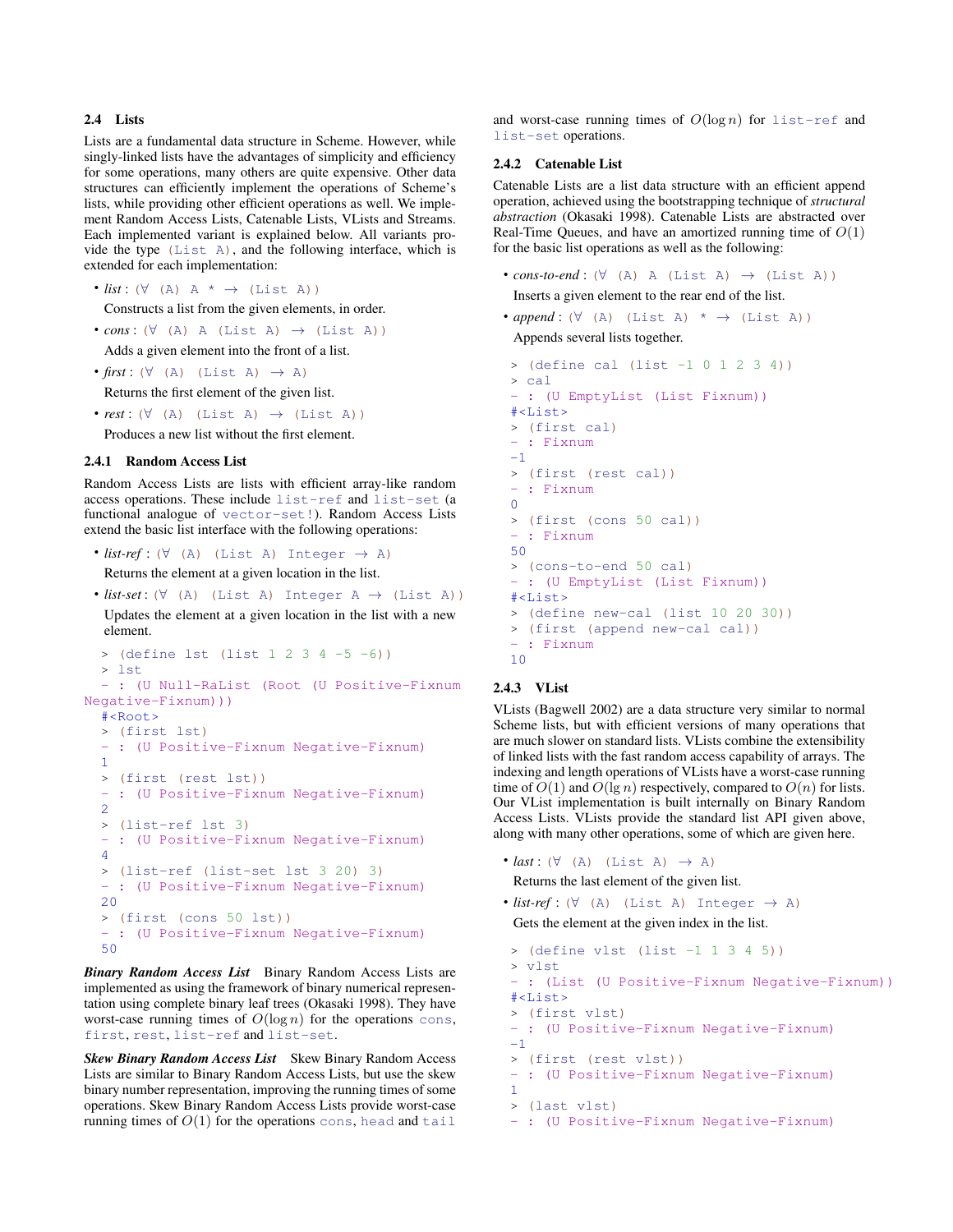### 2.4 Lists

Lists are a fundamental data structure in Scheme. However, while singly-linked lists have the advantages of simplicity and efficiency for some operations, many others are quite expensive. Other data structures can efficiently implement the operations of Scheme's lists, while providing other efficient operations as well. We implement Random Access Lists, Catenable Lists, VLists and Streams. Each implemented variant is explained below. All variants provide the type `(List A)`, and the following interface, which is extended for each implementation:

- *list* : `(∀ (A) A * → (List A))`

  Constructs a list from the given elements, in order.
- *cons* : `(∀ (A) A (List A) → (List A))`

  Adds a given element into the front of a list.
- *first* : `(∀ (A) (List A) → A)`

  Returns the first element of the given list.
- *rest* : `(∀ (A) (List A) → (List A))`

  Produces a new list without the first element.

#### 2.4.1 Random Access List

Random Access Lists are lists with efficient array-like random access operations. These include `list-ref` and `list-set` (a functional analogue of `vector-set!`). Random Access Lists extend the basic list interface with the following operations:

- *list-ref* : `(∀ (A) (List A) Integer → A)`

  Returns the element at a given location in the list.
- *list-set* : `(∀ (A) (List A) Integer A → (List A))`

  Updates the element at a given location in the list with a new element.

```
> (define lst (list 1 2 3 4 -5 -6))
> lst
- : (U Null-RaList (Root (U Positive-Fixnum
Negative-Fixnum)))
#<Root>
> (first lst)
- : (U Positive-Fixnum Negative-Fixnum)
1
> (first (rest lst))
- : (U Positive-Fixnum Negative-Fixnum)
2
> (list-ref lst 3)
- : (U Positive-Fixnum Negative-Fixnum)
4
> (list-ref (list-set lst 3 20) 3)
- : (U Positive-Fixnum Negative-Fixnum)
20
> (first (cons 50 lst))
- : (U Positive-Fixnum Negative-Fixnum)
50
```

***Binary Random Access List*** Binary Random Access Lists are implemented as using the framework of binary numerical representation using complete binary leaf trees (Okasaki 1998). They have worst-case running times of $O(\log n)$ for the operations `cons`, `first`, `rest`, `list-ref` and `list-set`.

***Skew Binary Random Access List*** Skew Binary Random Access Lists are similar to Binary Random Access Lists, but use the skew binary number representation, improving the running times of some operations. Skew Binary Random Access Lists provide worst-case running times of $O(1)$ for the operations `cons`, `head` and `tail` and worst-case running times of $O(\log n)$ for `list-ref` and `list-set` operations.

#### 2.4.2 Catenable List

Catenable Lists are a list data structure with an efficient append operation, achieved using the bootstrapping technique of *structural abstraction* (Okasaki 1998). Catenable Lists are abstracted over Real-Time Queues, and have an amortized running time of $O(1)$ for the basic list operations as well as the following:

- *cons-to-end* : `(∀ (A) A (List A) → (List A))`

  Inserts a given element to the rear end of the list.
- *append* : `(∀ (A) (List A) * → (List A))`

  Appends several lists together.

```
> (define cal (list -1 0 1 2 3 4))
> cal
- : (U EmptyList (List Fixnum))
#<List>
> (first cal)
- : Fixnum
-1
> (first (rest cal))
- : Fixnum
0
> (first (cons 50 cal))
- : Fixnum
50
> (cons-to-end 50 cal)
- : (U EmptyList (List Fixnum))
#<List>
> (define new-cal (list 10 20 30))
> (first (append new-cal cal))
- : Fixnum
10
```

#### 2.4.3 VList

VLists (Bagwell 2002) are a data structure very similar to normal Scheme lists, but with efficient versions of many operations that are much slower on standard lists. VLists combine the extensibility of linked lists with the fast random access capability of arrays. The indexing and length operations of VLists have a worst-case running time of $O(1)$ and $O(\lg n)$ respectively, compared to $O(n)$ for lists. Our VList implementation is built internally on Binary Random Access Lists. VLists provide the standard list API given above, along with many other operations, some of which are given here.

- *last* : `(∀ (A) (List A) → A)`

  Returns the last element of the given list.
- *list-ref* : `(∀ (A) (List A) Integer → A)`

  Gets the element at the given index in the list.

```
> (define vlst (list -1 1 3 4 5))
> vlst
- : (List (U Positive-Fixnum Negative-Fixnum))
#<List>
> (first vlst)
- : (U Positive-Fixnum Negative-Fixnum)
-1
> (first (rest vlst))
- : (U Positive-Fixnum Negative-Fixnum)
1
> (last vlst)
- : (U Positive-Fixnum Negative-Fixnum)
```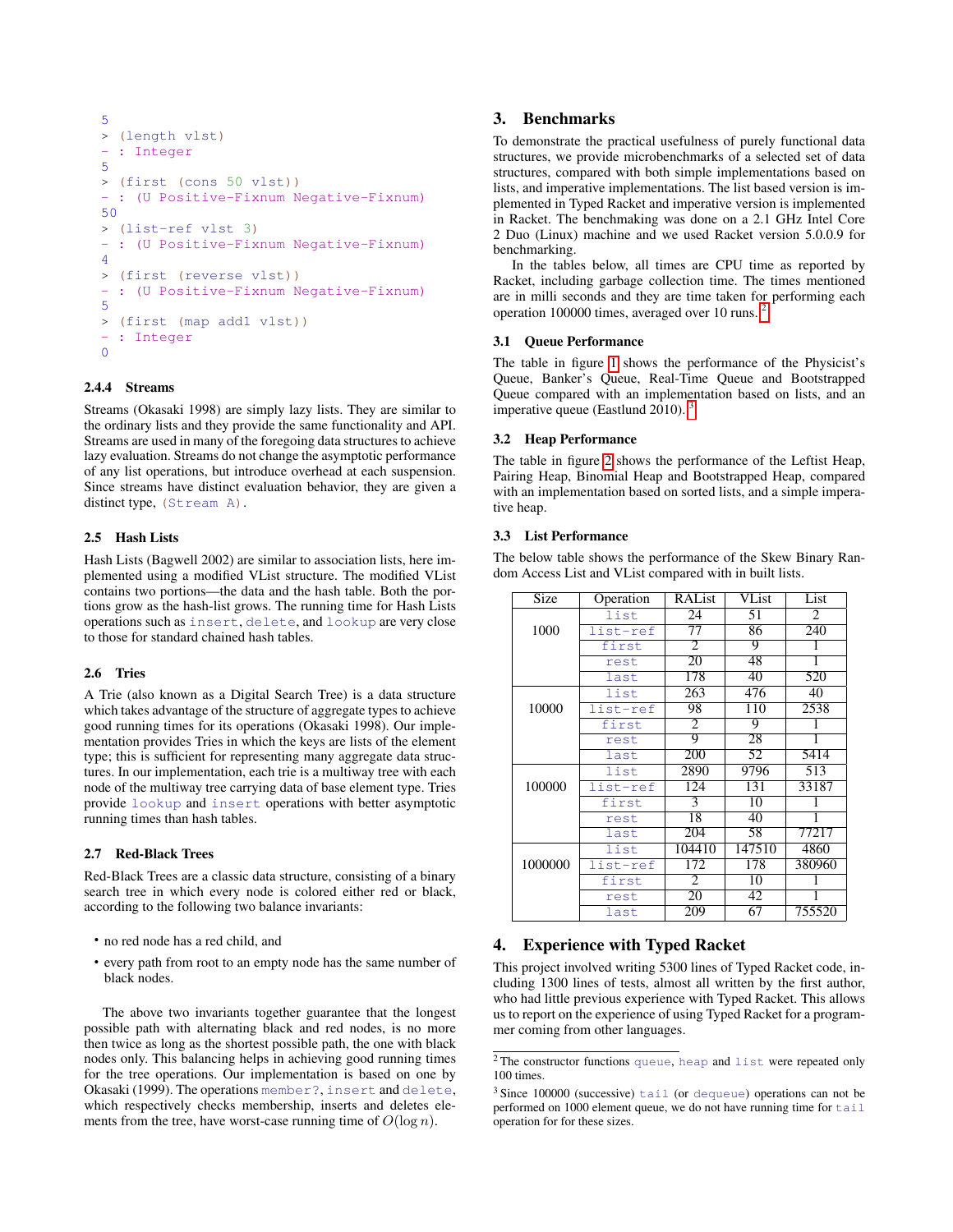```
5
> (length vlst)
- : Integer
5
> (first (cons 50 vlst))
- : (U Positive-Fixnum Negative-Fixnum)
50
> (list-ref vlst 3)
- : (U Positive-Fixnum Negative-Fixnum)
4
> (first (reverse vlst))
- : (U Positive-Fixnum Negative-Fixnum)
5
> (first (map add1 vlst))
- : Integer
0
```

#### 2.4.4 Streams

Streams (Okasaki 1998) are simply lazy lists. They are similar to the ordinary lists and they provide the same functionality and API. Streams are used in many of the foregoing data structures to achieve lazy evaluation. Streams do not change the asymptotic performance of any list operations, but introduce overhead at each suspension. Since streams have distinct evaluation behavior, they are given a distinct type, `(Stream A)`.

### 2.5 Hash Lists

Hash Lists (Bagwell 2002) are similar to association lists, here implemented using a modified VList structure. The modified VList contains two portions—the data and the hash table. Both the portions grow as the hash-list grows. The running time for Hash Lists operations such as `insert`, `delete`, and `lookup` are very close to those for standard chained hash tables.

### 2.6 Tries

A Trie (also known as a Digital Search Tree) is a data structure which takes advantage of the structure of aggregate types to achieve good running times for its operations (Okasaki 1998). Our implementation provides Tries in which the keys are lists of the element type; this is sufficient for representing many aggregate data structures. In our implementation, each trie is a multiway tree with each node of the multiway tree carrying data of base element type. Tries provide `lookup` and `insert` operations with better asymptotic running times than hash tables.

### 2.7 Red-Black Trees

Red-Black Trees are a classic data structure, consisting of a binary search tree in which every node is colored either red or black, according to the following two balance invariants:

- no red node has a red child, and
- every path from root to an empty node has the same number of black nodes.

The above two invariants together guarantee that the longest possible path with alternating black and red nodes, is no more then twice as long as the shortest possible path, the one with black nodes only. This balancing helps in achieving good running times for the tree operations. Our implementation is based on one by Okasaki (1999). The operations `member?`, `insert` and `delete`, which respectively checks membership, inserts and deletes elements from the tree, have worst-case running time of $O(\log n)$.

## 3. Benchmarks

To demonstrate the practical usefulness of purely functional data structures, we provide microbenchmarks of a selected set of data structures, compared with both simple implementations based on lists, and imperative implementations. The list based version is implemented in Typed Racket and imperative version is implemented in Racket. The benchmaking was done on a 2.1 GHz Intel Core 2 Duo (Linux) machine and we used Racket version 5.0.0.9 for benchmarking.

In the tables below, all times are CPU time as reported by Racket, including garbage collection time. The times mentioned are in milli seconds and they are time taken for performing each operation 100000 times, averaged over 10 runs.[2]

### 3.1 Queue Performance

The table in figure 1 shows the performance of the Physicist's Queue, Banker's Queue, Real-Time Queue and Bootstrapped Queue compared with an implementation based on lists, and an imperative queue (Eastlund 2010).[3]

### 3.2 Heap Performance

The table in figure 2 shows the performance of the Leftist Heap, Pairing Heap, Binomial Heap and Bootstrapped Heap, compared with an implementation based on sorted lists, and a simple imperative heap.

### 3.3 List Performance

The below table shows the performance of the Skew Binary Random Access List and VList compared with in built lists.

| Size | Operation | RAList | VList | List |
|---|---|---|---|---|
| 1000 | `list` | 24 | 51 | 2 |
| | `list-ref` | 77 | 86 | 240 |
| | `first` | 2 | 9 | 1 |
| | `rest` | 20 | 48 | 1 |
| | `last` | 178 | 40 | 520 |
| 10000 | `list` | 263 | 476 | 40 |
| | `list-ref` | 98 | 110 | 2538 |
| | `first` | 2 | 9 | 1 |
| | `rest` | 9 | 28 | 1 |
| | `last` | 200 | 52 | 5414 |
| 100000 | `list` | 2890 | 9796 | 513 |
| | `list-ref` | 124 | 131 | 33187 |
| | `first` | 3 | 10 | 1 |
| | `rest` | 18 | 40 | 1 |
| | `last` | 204 | 58 | 77217 |
| 1000000 | `list` | 104410 | 147510 | 4860 |
| | `list-ref` | 172 | 178 | 380960 |
| | `first` | 2 | 10 | 1 |
| | `rest` | 20 | 42 | 1 |
| | `last` | 209 | 67 | 755520 |

## 4. Experience with Typed Racket

This project involved writing 5300 lines of Typed Racket code, including 1300 lines of tests, almost all written by the first author, who had little previous experience with Typed Racket. This allows us to report on the experience of using Typed Racket for a programmer coming from other languages.

---

[2] The constructor functions `queue`, `heap` and `list` were repeated only 100 times.

[3] Since 100000 (successive) `tail` (or `dequeue`) operations can not be performed on 1000 element queue, we do not have running time for `tail` operation for for these sizes.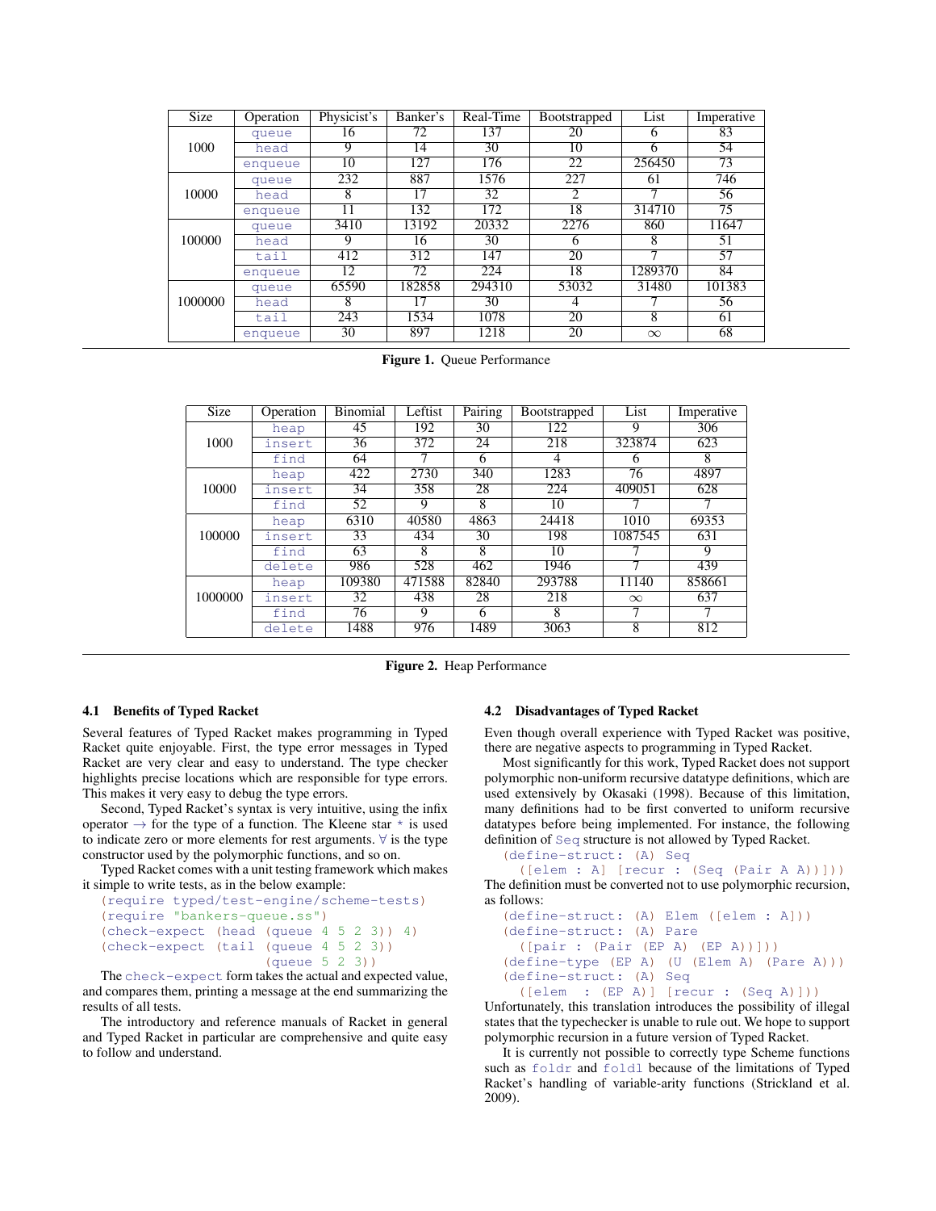| Size | Operation | Physicist's | Banker's | Real-Time | Bootstrapped | List | Imperative |
|---|---|---|---|---|---|---|---|
| 1000 | queue | 16 | 72 | 137 | 20 | 6 | 83 |
| | head | 9 | 14 | 30 | 10 | 6 | 54 |
| | enqueue | 10 | 127 | 176 | 22 | 256450 | 73 |
| 10000 | queue | 232 | 887 | 1576 | 227 | 61 | 746 |
| | head | 8 | 17 | 32 | 2 | 7 | 56 |
| | enqueue | 11 | 132 | 172 | 18 | 314710 | 75 |
| 100000 | queue | 3410 | 13192 | 20332 | 2276 | 860 | 11647 |
| | head | 9 | 16 | 30 | 6 | 8 | 51 |
| | tail | 412 | 312 | 147 | 20 | 7 | 57 |
| | enqueue | 12 | 72 | 224 | 18 | 1289370 | 84 |
| 1000000 | queue | 65590 | 182858 | 294310 | 53032 | 31480 | 101383 |
| | head | 8 | 17 | 30 | 4 | 7 | 56 |
| | tail | 243 | 1534 | 1078 | 20 | 8 | 61 |
| | enqueue | 30 | 897 | 1218 | 20 | $\infty$ | 68 |

**Figure 1.** Queue Performance

| Size | Operation | Binomial | Leftist | Pairing | Bootstrapped | List | Imperative |
|---|---|---|---|---|---|---|---|
| 1000 | heap | 45 | 192 | 30 | 122 | 9 | 306 |
| | insert | 36 | 372 | 24 | 218 | 323874 | 623 |
| | find | 64 | 7 | 6 | 4 | 6 | 8 |
| 10000 | heap | 422 | 2730 | 340 | 1283 | 76 | 4897 |
| | insert | 34 | 358 | 28 | 224 | 409051 | 628 |
| | find | 52 | 9 | 8 | 10 | 7 | 7 |
| 100000 | heap | 6310 | 40580 | 4863 | 24418 | 1010 | 69353 |
| | insert | 33 | 434 | 30 | 198 | 1087545 | 631 |
| | find | 63 | 8 | 8 | 10 | 7 | 9 |
| | delete | 986 | 528 | 462 | 1946 | 7 | 439 |
| 1000000 | heap | 109380 | 471588 | 82840 | 293788 | 11140 | 858661 |
| | insert | 32 | 438 | 28 | 218 | $\infty$ | 637 |
| | find | 76 | 9 | 6 | 8 | 7 | 7 |
| | delete | 1488 | 976 | 1489 | 3063 | 8 | 812 |

**Figure 2.** Heap Performance

### 4.1 Benefits of Typed Racket

Several features of Typed Racket makes programming in Typed Racket quite enjoyable. First, the type error messages in Typed Racket are very clear and easy to understand. The type checker highlights precise locations which are responsible for type errors. This makes it very easy to debug the type errors.

Second, Typed Racket's syntax is very intuitive, using the infix operator $\rightarrow$ for the type of a function. The Kleene star * is used to indicate zero or more elements for rest arguments. $\forall$ is the type constructor used by the polymorphic functions, and so on.

Typed Racket comes with a unit testing framework which makes it simple to write tests, as in the below example:

```
(require typed/test-engine/scheme-tests)
(require "bankers-queue.ss")
(check-expect (head (queue 4 5 2 3)) 4)
(check-expect (tail (queue 4 5 2 3))
              (queue 5 2 3))
```

The `check-expect` form takes the actual and expected value, and compares them, printing a message at the end summarizing the results of all tests.

The introductory and reference manuals of Racket in general and Typed Racket in particular are comprehensive and quite easy to follow and understand.

### 4.2 Disadvantages of Typed Racket

Even though overall experience with Typed Racket was positive, there are negative aspects to programming in Typed Racket.

Most significantly for this work, Typed Racket does not support polymorphic non-uniform recursive datatype definitions, which are used extensively by Okasaki (1998). Because of this limitation, many definitions had to be first converted to uniform recursive datatypes before being implemented. For instance, the following definition of `Seq` structure is not allowed by Typed Racket.

```
(define-struct: (A) Seq
  ([elem : A] [recur : (Seq (Pair A A))]))
```

The definition must be converted not to use polymorphic recursion, as follows:

```
(define-struct: (A) Elem ([elem : A]))
(define-struct: (A) Pare
  ([pair : (Pair (EP A) (EP A))]))
(define-type (EP A) (U (Elem A) (Pare A)))
(define-struct: (A) Seq
  ([elem  : (EP A)] [recur : (Seq A)]))
```

Unfortunately, this translation introduces the possibility of illegal states that the typechecker is unable to rule out. We hope to support polymorphic recursion in a future version of Typed Racket.

It is currently not possible to correctly type Scheme functions such as `foldr` and `foldl` because of the limitations of Typed Racket's handling of variable-arity functions (Strickland et al. 2009).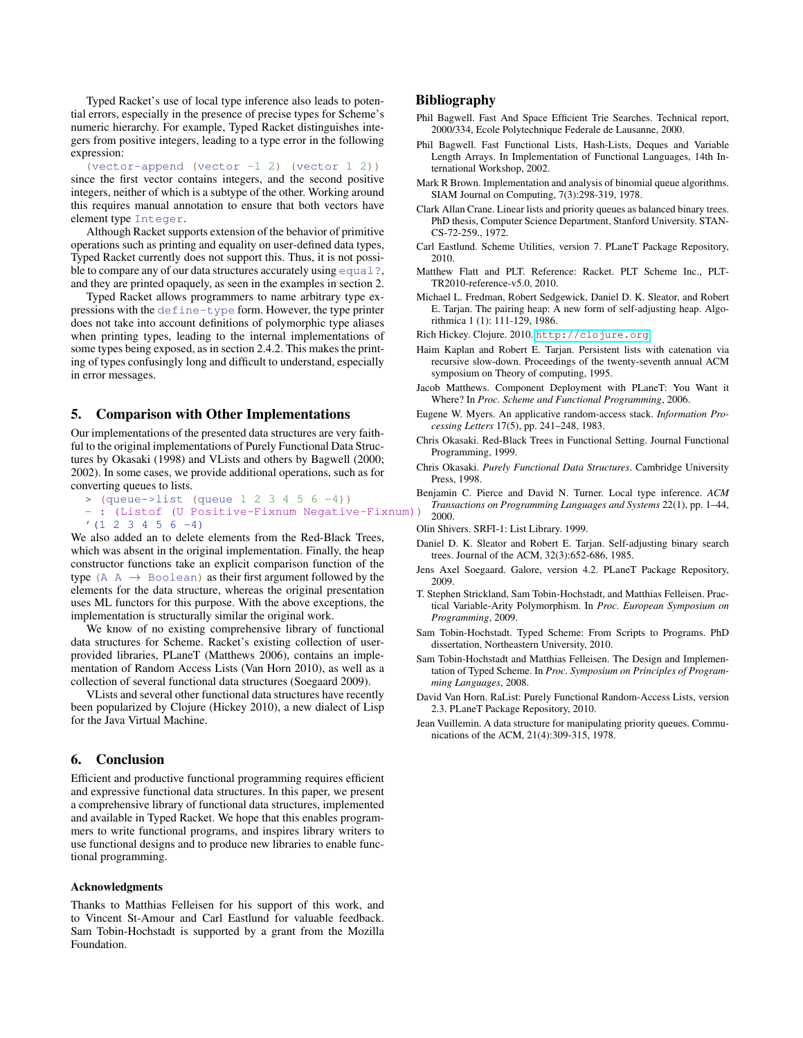Typed Racket's use of local type inference also leads to potential errors, especially in the presence of precise types for Scheme's numeric hierarchy. For example, Typed Racket distinguishes integers from positive integers, leading to a type error in the following expression:

```
(vector-append (vector -1 2) (vector 1 2))
```

since the first vector contains integers, and the second positive integers, neither of which is a subtype of the other. Working around this requires manual annotation to ensure that both vectors have element type `Integer`.

Although Racket supports extension of the behavior of primitive operations such as printing and equality on user-defined data types, Typed Racket currently does not support this. Thus, it is not possible to compare any of our data structures accurately using `equal?`, and they are printed opaquely, as seen in the examples in section 2.

Typed Racket allows programmers to name arbitrary type expressions with the `define-type` form. However, the type printer does not take into account definitions of polymorphic type aliases when printing types, leading to the internal implementations of some types being exposed, as in section 2.4.2. This makes the printing of types confusingly long and difficult to understand, especially in error messages.

## 5. Comparison with Other Implementations

Our implementations of the presented data structures are very faithful to the original implementations of Purely Functional Data Structures by Okasaki (1998) and VLists and others by Bagwell (2000; 2002). In some cases, we provide additional operations, such as for converting queues to lists.

```
> (queue->list (queue 1 2 3 4 5 6 -4))
- : (Listof (U Positive-Fixnum Negative-Fixnum))
'(1 2 3 4 5 6 -4)
```

We also added an to delete elements from the Red-Black Trees, which was absent in the original implementation. Finally, the heap constructor functions take an explicit comparison function of the type `(A A → Boolean)` as their first argument followed by the elements for the data structure, whereas the original presentation uses ML functors for this purpose. With the above exceptions, the implementation is structurally similar the original work.

We know of no existing comprehensive library of functional data structures for Scheme. Racket's existing collection of user-provided libraries, PLaneT (Matthews 2006), contains an implementation of Random Access Lists (Van Horn 2010), as well as a collection of several functional data structures (Soegaard 2009).

VLists and several other functional data structures have recently been popularized by Clojure (Hickey 2010), a new dialect of Lisp for the Java Virtual Machine.

## 6. Conclusion

Efficient and productive functional programming requires efficient and expressive functional data structures. In this paper, we present a comprehensive library of functional data structures, implemented and available in Typed Racket. We hope that this enables programmers to write functional programs, and inspires library writers to use functional designs and to produce new libraries to enable functional programming.

### Acknowledgments

Thanks to Matthias Felleisen for his support of this work, and to Vincent St-Amour and Carl Eastlund for valuable feedback. Sam Tobin-Hochstadt is supported by a grant from the Mozilla Foundation.

## Bibliography

Phil Bagwell. Fast And Space Efficient Trie Searches. Technical report, 2000/334, Ecole Polytechnique Federale de Lausanne, 2000.

Phil Bagwell. Fast Functional Lists, Hash-Lists, Deques and Variable Length Arrays. In Implementation of Functional Languages, 14th International Workshop, 2002.

Mark R Brown. Implementation and analysis of binomial queue algorithms. SIAM Journal on Computing, 7(3):298-319, 1978.

Clark Allan Crane. Linear lists and priority queues as balanced binary trees. PhD thesis, Computer Science Department, Stanford University. STAN-CS-72-259., 1972.

Carl Eastlund. Scheme Utilities, version 7. PLaneT Package Repository, 2010.

Matthew Flatt and PLT. Reference: Racket. PLT Scheme Inc., PLT-TR2010-reference-v5.0, 2010.

Michael L. Fredman, Robert Sedgewick, Daniel D. K. Sleator, and Robert E. Tarjan. The pairing heap: A new form of self-adjusting heap. Algorithmica 1 (1): 111-129, 1986.

Rich Hickey. Clojure. 2010. http://clojure.org

Haim Kaplan and Robert E. Tarjan. Persistent lists with catenation via recursive slow-down. Proceedings of the twenty-seventh annual ACM symposium on Theory of computing, 1995.

Jacob Matthews. Component Deployment with PLaneT: You Want it Where? In *Proc. Scheme and Functional Programming*, 2006.

Eugene W. Myers. An applicative random-access stack. *Information Processing Letters* 17(5), pp. 241–248, 1983.

Chris Okasaki. Red-Black Trees in Functional Setting. Journal Functional Programming, 1999.

Chris Okasaki. *Purely Functional Data Structures*. Cambridge University Press, 1998.

Benjamin C. Pierce and David N. Turner. Local type inference. *ACM Transactions on Programming Languages and Systems* 22(1), pp. 1–44, 2000.

Olin Shivers. SRFI-1: List Library. 1999.

Daniel D. K. Sleator and Robert E. Tarjan. Self-adjusting binary search trees. Journal of the ACM, 32(3):652-686, 1985.

Jens Axel Soegaard. Galore, version 4.2. PLaneT Package Repository, 2009.

T. Stephen Strickland, Sam Tobin-Hochstadt, and Matthias Felleisen. Practical Variable-Arity Polymorphism. In *Proc. European Symposium on Programming*, 2009.

Sam Tobin-Hochstadt. Typed Scheme: From Scripts to Programs. PhD dissertation, Northeastern University, 2010.

Sam Tobin-Hochstadt and Matthias Felleisen. The Design and Implementation of Typed Scheme. In *Proc. Symposium on Principles of Programming Languages*, 2008.

David Van Horn. RaList: Purely Functional Random-Access Lists, version 2.3. PLaneT Package Repository, 2010.

Jean Vuillemin. A data structure for manipulating priority queues. Communications of the ACM, 21(4):309-315, 1978.